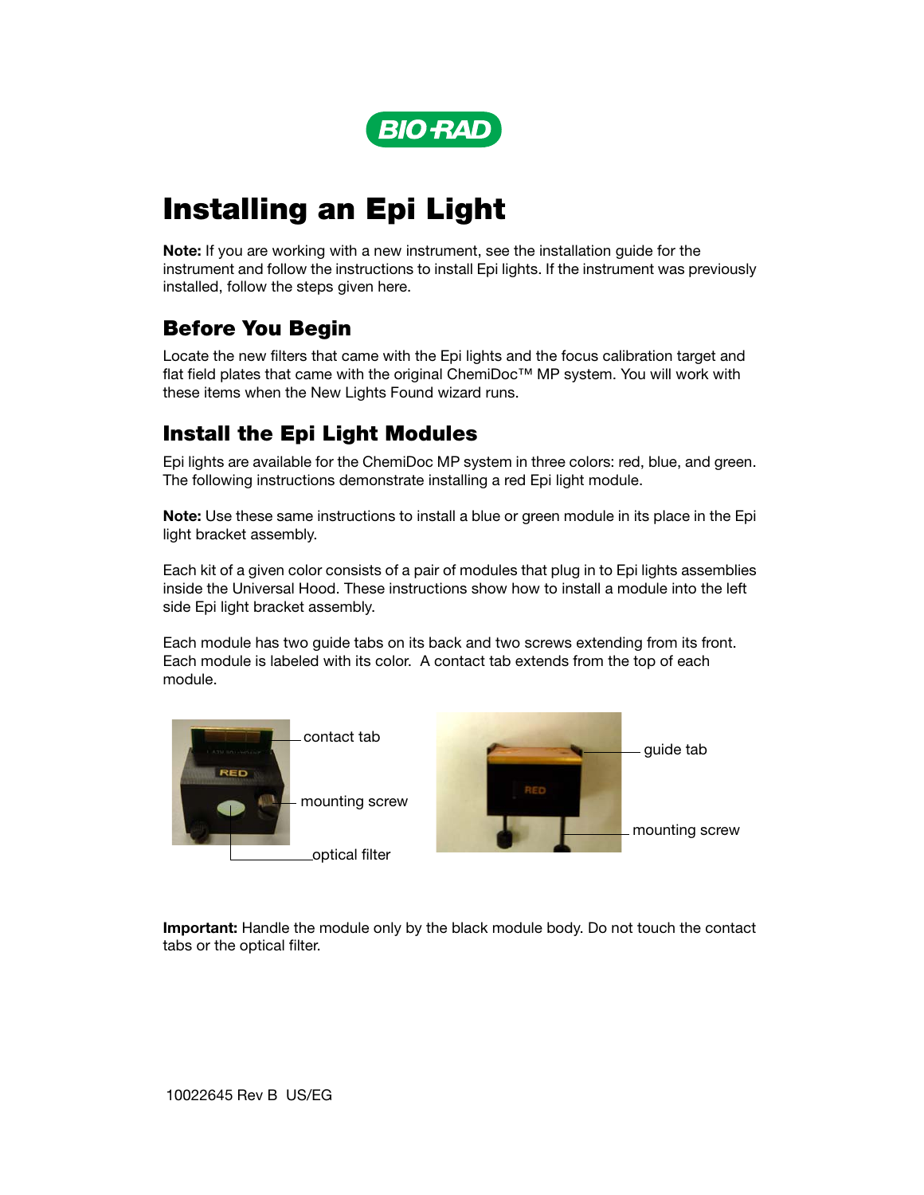# Installing an Epi Light

**Note:** If you are working with a new instrument, see the installation guide for the instrument and follow the instructions to install Epi lights. If the instrument was previously installed, follow the steps given here.

## Before You Begin

Locate the new filters that came with the Epi lights and the focus calibration target and flat field plates that came with the original ChemiDoc™ MP system. You will work with these items when the New Lights Found wizard runs.

## Install the Epi Light Modules

Epi lights are available for the ChemiDoc MP system in three colors: red, blue, and green. The following instructions demonstrate installing a red Epi light module.

**Note:** Use these same instructions to install a blue or green module in its place in the Epi light bracket assembly.

Each kit of a given color consists of a pair of modules that plug in to Epi lights assemblies inside the Universal Hood. These instructions show how to install a module into the left side Epi light bracket assembly.

Each module has two guide tabs on its back and two screws extending from its front. Each module is labeled with its color. A contact tab extends from the top of each module.

contact tab

mounting screw

optical filter

guide tab

mounting screw

**Important:** Handle the module only by the black module body. Do not touch the contact tabs or the optical filter.

10022645 Rev B US/EG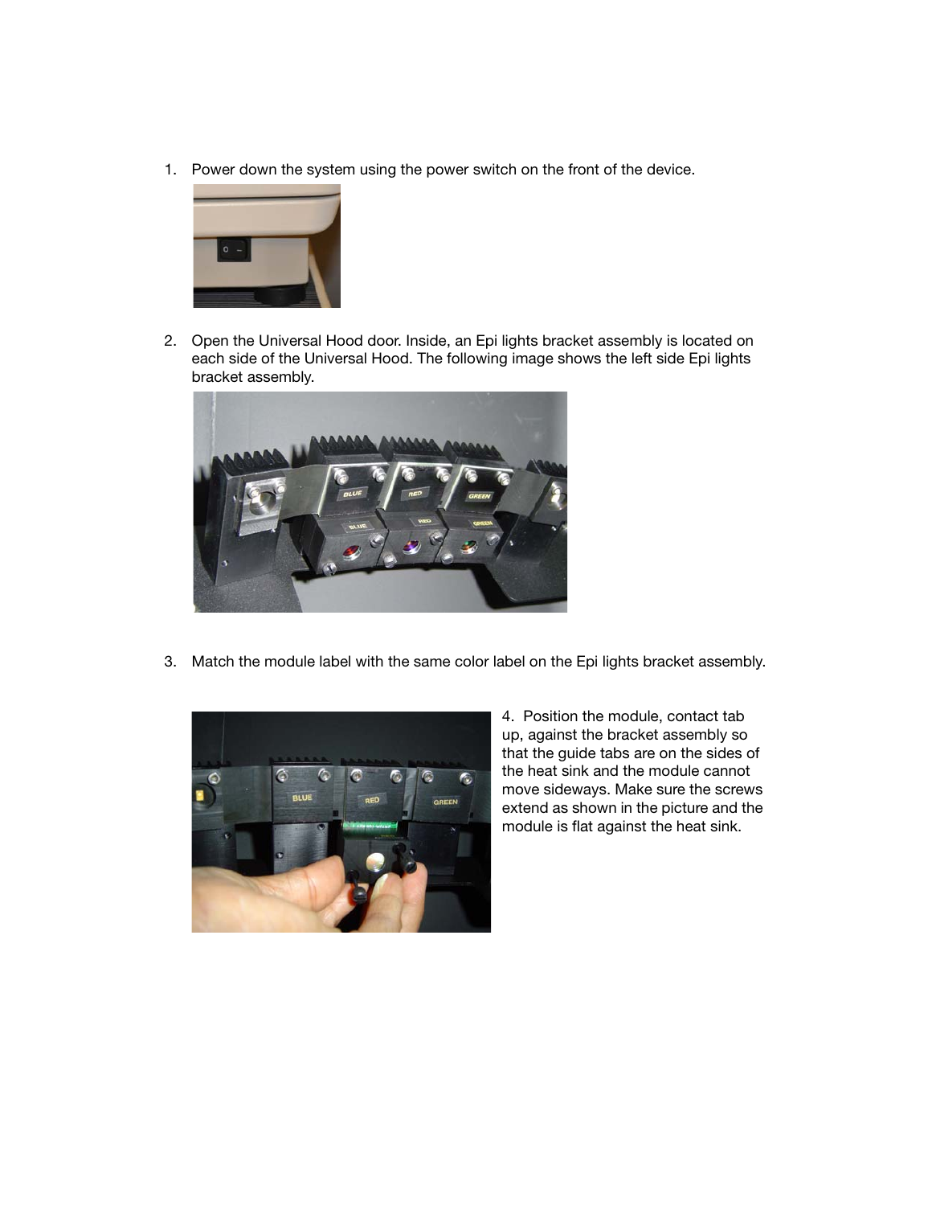1. Power down the system using the power switch on the front of the device.

2. Open the Universal Hood door. Inside, an Epi lights bracket assembly is located on each side of the Universal Hood. The following image shows the left side Epi lights bracket assembly.

3. Match the module label with the same color label on the Epi lights bracket assembly.

4. Position the module, contact tab up, against the bracket assembly so that the guide tabs are on the sides of the heat sink and the module cannot move sideways. Make sure the screws extend as shown in the picture and the module is flat against the heat sink.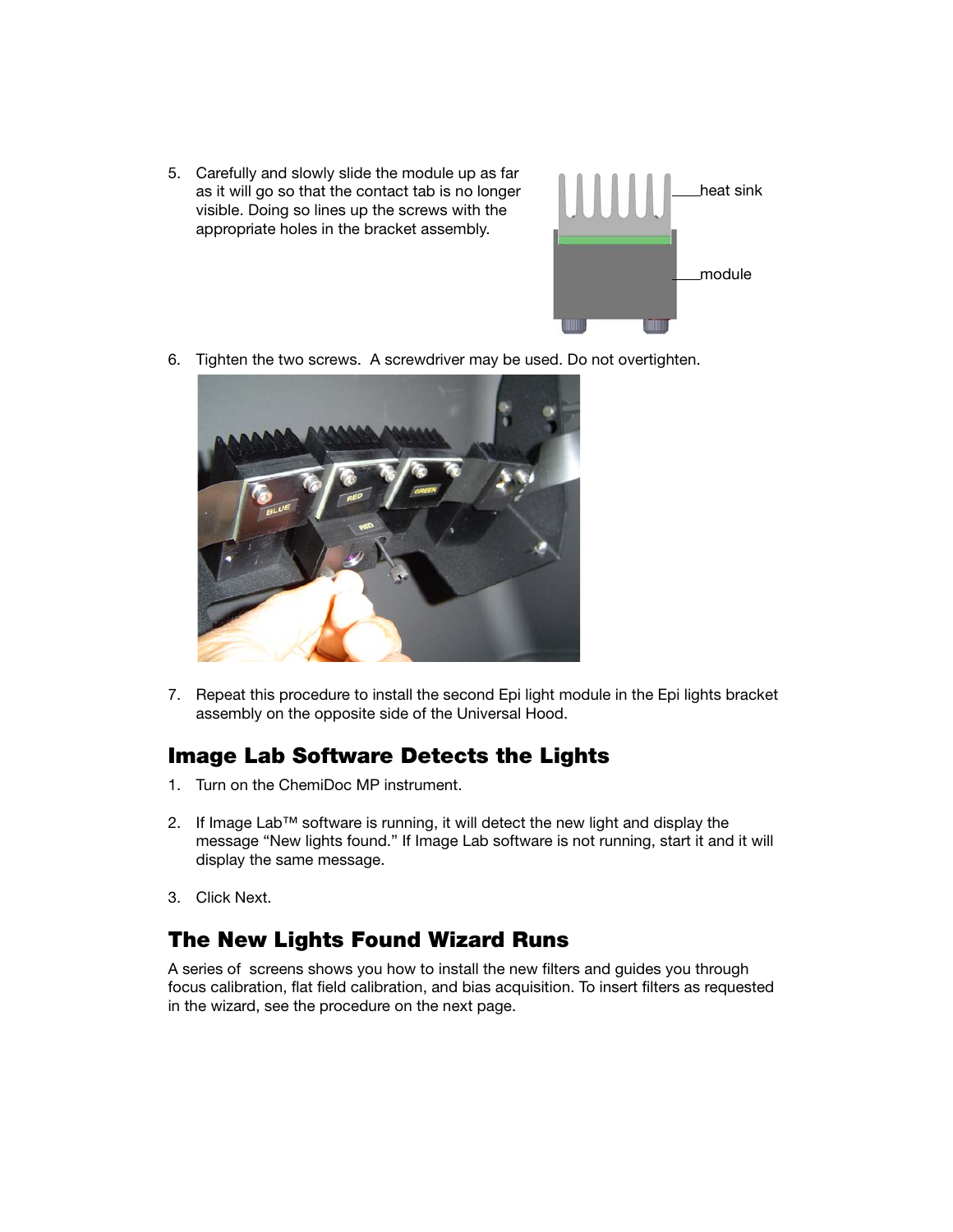5. Carefully and slowly slide the module up as far as it will go so that the contact tab is no longer visible. Doing so lines up the screws with the appropriate holes in the bracket assembly.

6. Tighten the two screws. A screwdriver may be used. Do not overtighten.

7. Repeat this procedure to install the second Epi light module in the Epi lights bracket assembly on the opposite side of the Universal Hood.

## Image Lab Software Detects the Lights

1. Turn on the ChemiDoc MP instrument.

2. If Image Lab™ software is running, it will detect the new light and display the message "New lights found." If Image Lab software is not running, start it and it will display the same message.

3. Click Next.

## The New Lights Found Wizard Runs

A series of screens shows you how to install the new filters and guides you through focus calibration, flat field calibration, and bias acquisition. To insert filters as requested in the wizard, see the procedure on the next page.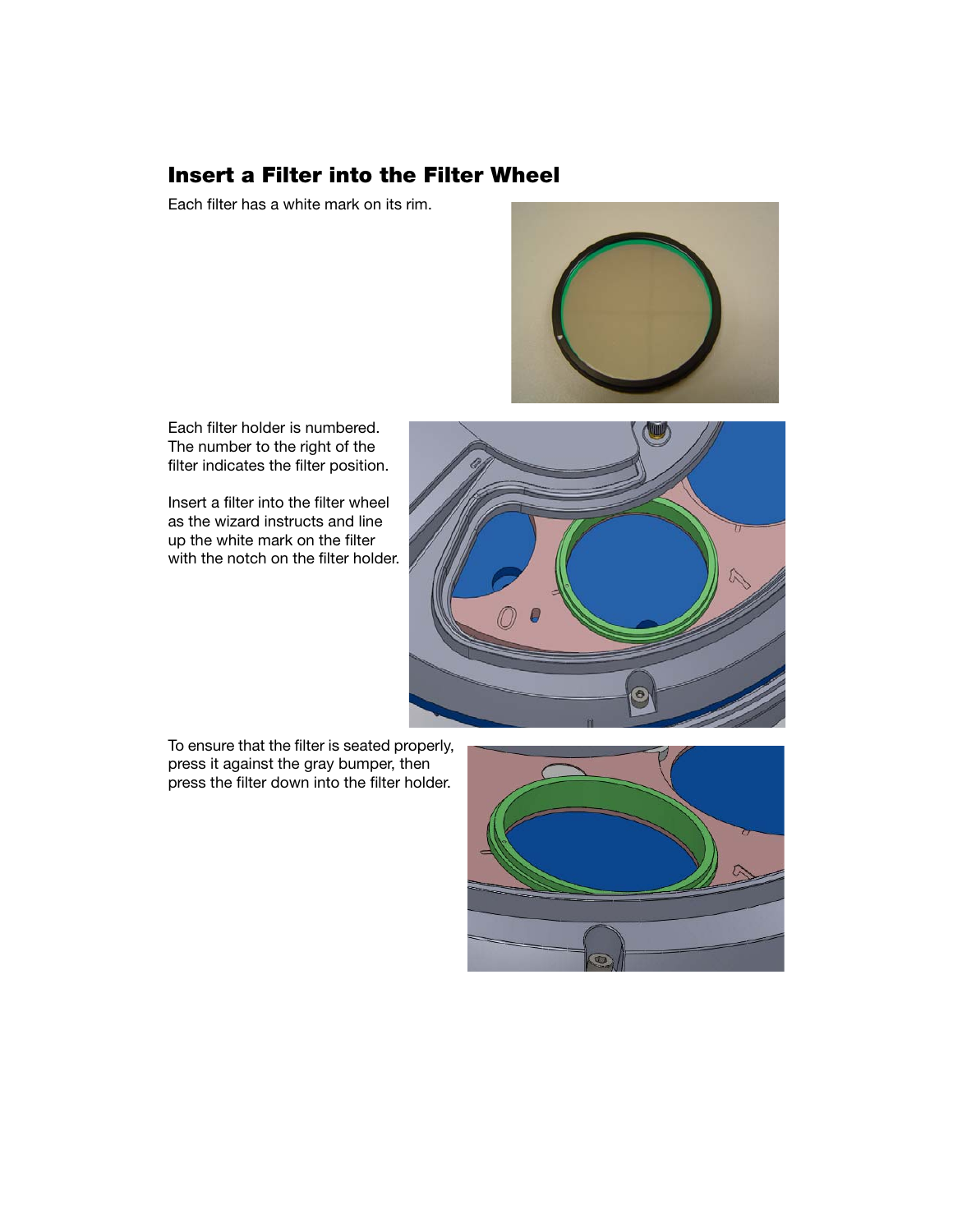## Insert a Filter into the Filter Wheel

Each filter has a white mark on its rim.

Each filter holder is numbered. The number to the right of the filter indicates the filter position.

Insert a filter into the filter wheel as the wizard instructs and line up the white mark on the filter with the notch on the filter holder.

To ensure that the filter is seated properly, press it against the gray bumper, then press the filter down into the filter holder.